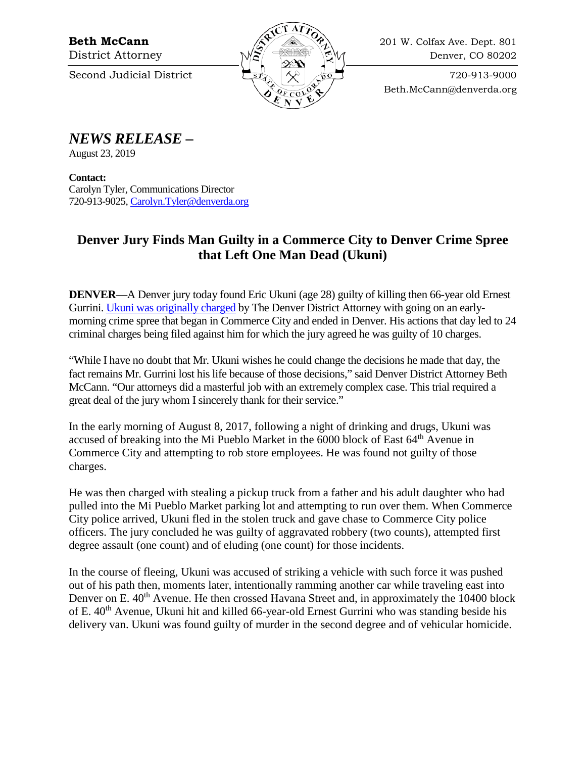**Beth McCann**
District Attorney

Second Judicial District

201 W. Colfax Ave. Dept. 801
Denver, CO 80202

720-913-9000
Beth.McCann@denverda.org

# *NEWS RELEASE –*

August 23, 2019

**Contact:**
Carolyn Tyler, Communications Director
720-913-9025, [Carolyn.Tyler@denverda.org](mailto:Carolyn.Tyler@denverda.org)

## Denver Jury Finds Man Guilty in a Commerce City to Denver Crime Spree that Left One Man Dead (Ukuni)

**DENVER**—A Denver jury today found Eric Ukuni (age 28) guilty of killing then 66-year old Ernest Gurrini. Ukuni was originally charged by The Denver District Attorney with going on an early-morning crime spree that began in Commerce City and ended in Denver. His actions that day led to 24 criminal charges being filed against him for which the jury agreed he was guilty of 10 charges.

"While I have no doubt that Mr. Ukuni wishes he could change the decisions he made that day, the fact remains Mr. Gurrini lost his life because of those decisions," said Denver District Attorney Beth McCann. "Our attorneys did a masterful job with an extremely complex case. This trial required a great deal of the jury whom I sincerely thank for their service."

In the early morning of August 8, 2017, following a night of drinking and drugs, Ukuni was accused of breaking into the Mi Pueblo Market in the 6000 block of East 64th Avenue in Commerce City and attempting to rob store employees. He was found not guilty of those charges.

He was then charged with stealing a pickup truck from a father and his adult daughter who had pulled into the Mi Pueblo Market parking lot and attempting to run over them. When Commerce City police arrived, Ukuni fled in the stolen truck and gave chase to Commerce City police officers. The jury concluded he was guilty of aggravated robbery (two counts), attempted first degree assault (one count) and of eluding (one count) for those incidents.

In the course of fleeing, Ukuni was accused of striking a vehicle with such force it was pushed out of his path then, moments later, intentionally ramming another car while traveling east into Denver on E. 40th Avenue. He then crossed Havana Street and, in approximately the 10400 block of E. 40th Avenue, Ukuni hit and killed 66-year-old Ernest Gurrini who was standing beside his delivery van. Ukuni was found guilty of murder in the second degree and of vehicular homicide.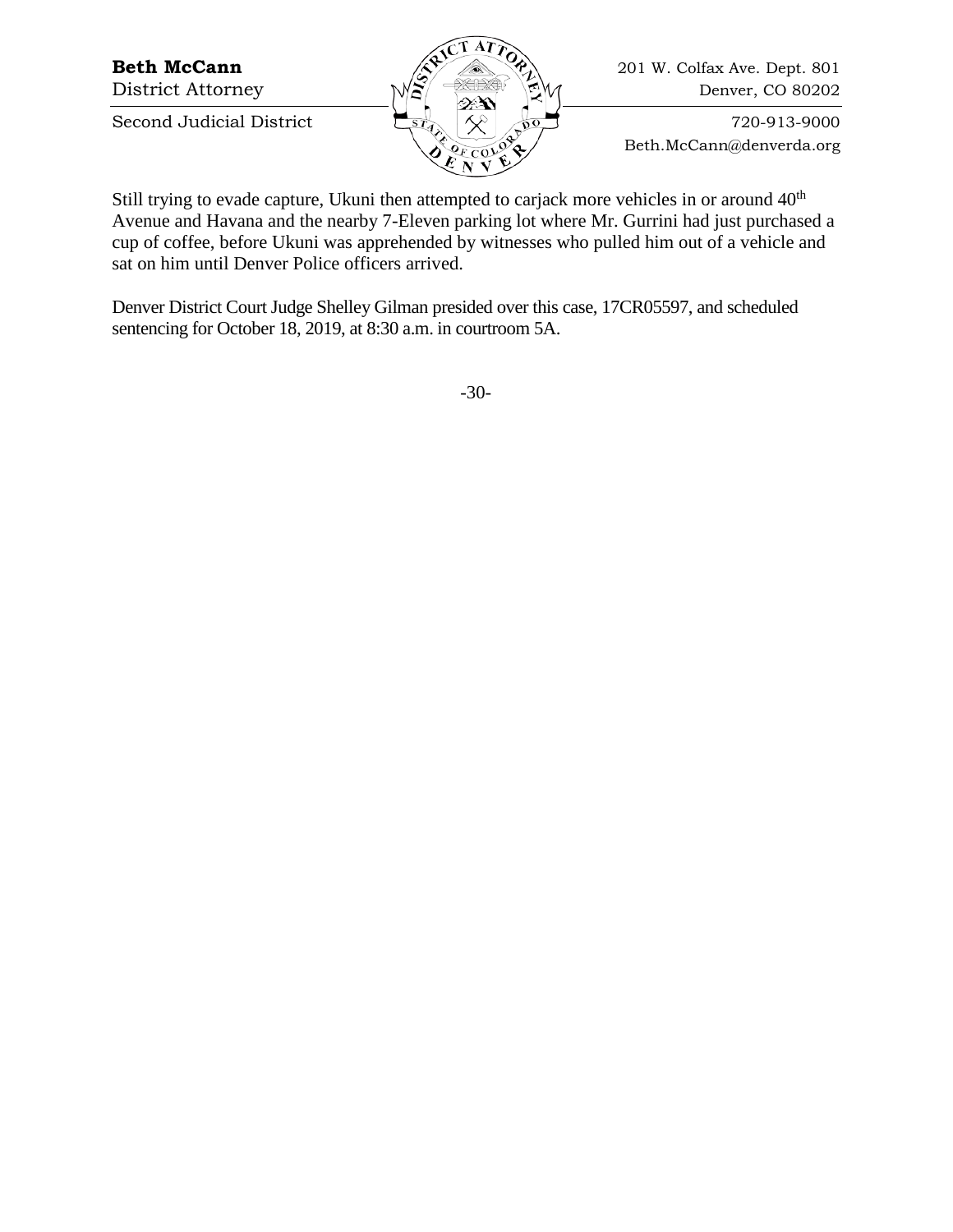Still trying to evade capture, Ukuni then attempted to carjack more vehicles in or around 40th Avenue and Havana and the nearby 7-Eleven parking lot where Mr. Gurrini had just purchased a cup of coffee, before Ukuni was apprehended by witnesses who pulled him out of a vehicle and sat on him until Denver Police officers arrived.

Denver District Court Judge Shelley Gilman presided over this case, 17CR05597, and scheduled sentencing for October 18, 2019, at 8:30 a.m. in courtroom 5A.

-30-